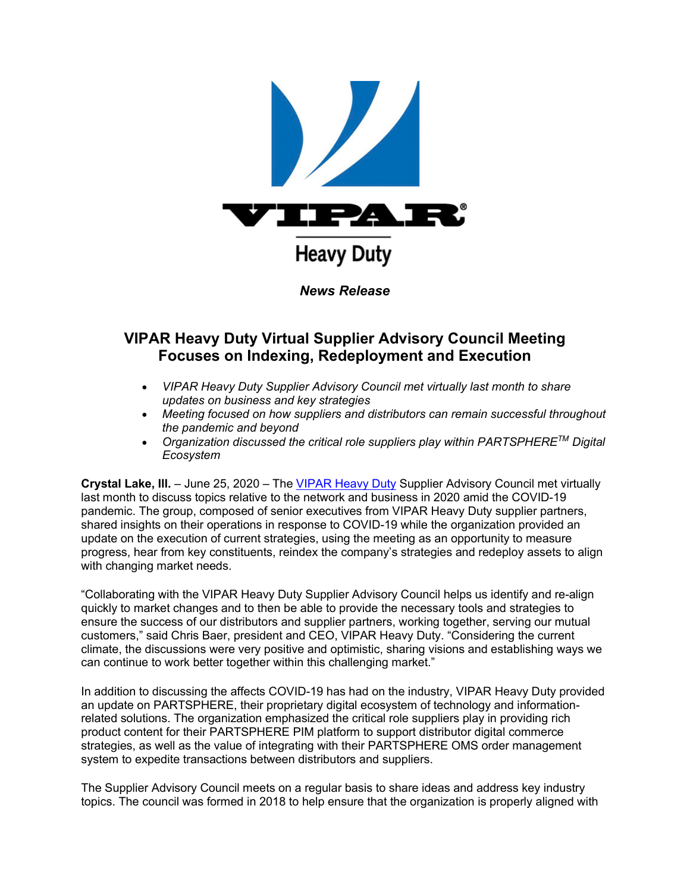VIPAR Heavy Duty

*News Release*

# VIPAR Heavy Duty Virtual Supplier Advisory Council Meeting Focuses on Indexing, Redeployment and Execution

- *VIPAR Heavy Duty Supplier Advisory Council met virtually last month to share updates on business and key strategies*
- *Meeting focused on how suppliers and distributors can remain successful throughout the pandemic and beyond*
- *Organization discussed the critical role suppliers play within PARTSPHERE™ Digital Ecosystem*

**Crystal Lake, Ill.** – June 25, 2020 – The VIPAR Heavy Duty Supplier Advisory Council met virtually last month to discuss topics relative to the network and business in 2020 amid the COVID-19 pandemic. The group, composed of senior executives from VIPAR Heavy Duty supplier partners, shared insights on their operations in response to COVID-19 while the organization provided an update on the execution of current strategies, using the meeting as an opportunity to measure progress, hear from key constituents, reindex the company's strategies and redeploy assets to align with changing market needs.

"Collaborating with the VIPAR Heavy Duty Supplier Advisory Council helps us identify and re-align quickly to market changes and to then be able to provide the necessary tools and strategies to ensure the success of our distributors and supplier partners, working together, serving our mutual customers," said Chris Baer, president and CEO, VIPAR Heavy Duty. "Considering the current climate, the discussions were very positive and optimistic, sharing visions and establishing ways we can continue to work better together within this challenging market."

In addition to discussing the affects COVID-19 has had on the industry, VIPAR Heavy Duty provided an update on PARTSPHERE, their proprietary digital ecosystem of technology and information-related solutions. The organization emphasized the critical role suppliers play in providing rich product content for their PARTSPHERE PIM platform to support distributor digital commerce strategies, as well as the value of integrating with their PARTSPHERE OMS order management system to expedite transactions between distributors and suppliers.

The Supplier Advisory Council meets on a regular basis to share ideas and address key industry topics. The council was formed in 2018 to help ensure that the organization is properly aligned with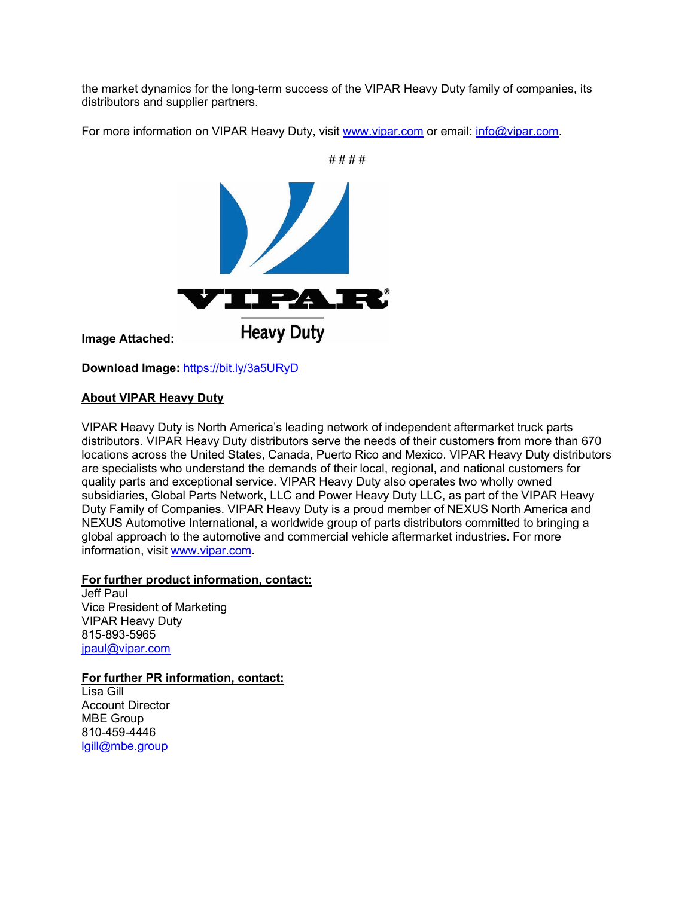the market dynamics for the long-term success of the VIPAR Heavy Duty family of companies, its distributors and supplier partners.

For more information on VIPAR Heavy Duty, visit www.vipar.com or email: info@vipar.com.

####

**Image Attached:**

**Download Image:** https://bit.ly/3a5URyD

**About VIPAR Heavy Duty**

VIPAR Heavy Duty is North America's leading network of independent aftermarket truck parts distributors. VIPAR Heavy Duty distributors serve the needs of their customers from more than 670 locations across the United States, Canada, Puerto Rico and Mexico. VIPAR Heavy Duty distributors are specialists who understand the demands of their local, regional, and national customers for quality parts and exceptional service. VIPAR Heavy Duty also operates two wholly owned subsidiaries, Global Parts Network, LLC and Power Heavy Duty LLC, as part of the VIPAR Heavy Duty Family of Companies. VIPAR Heavy Duty is a proud member of NEXUS North America and NEXUS Automotive International, a worldwide group of parts distributors committed to bringing a global approach to the automotive and commercial vehicle aftermarket industries. For more information, visit www.vipar.com.

**For further product information, contact:**
Jeff Paul
Vice President of Marketing
VIPAR Heavy Duty
815-893-5965
jpaul@vipar.com

**For further PR information, contact:**
Lisa Gill
Account Director
MBE Group
810-459-4446
lgill@mbe.group